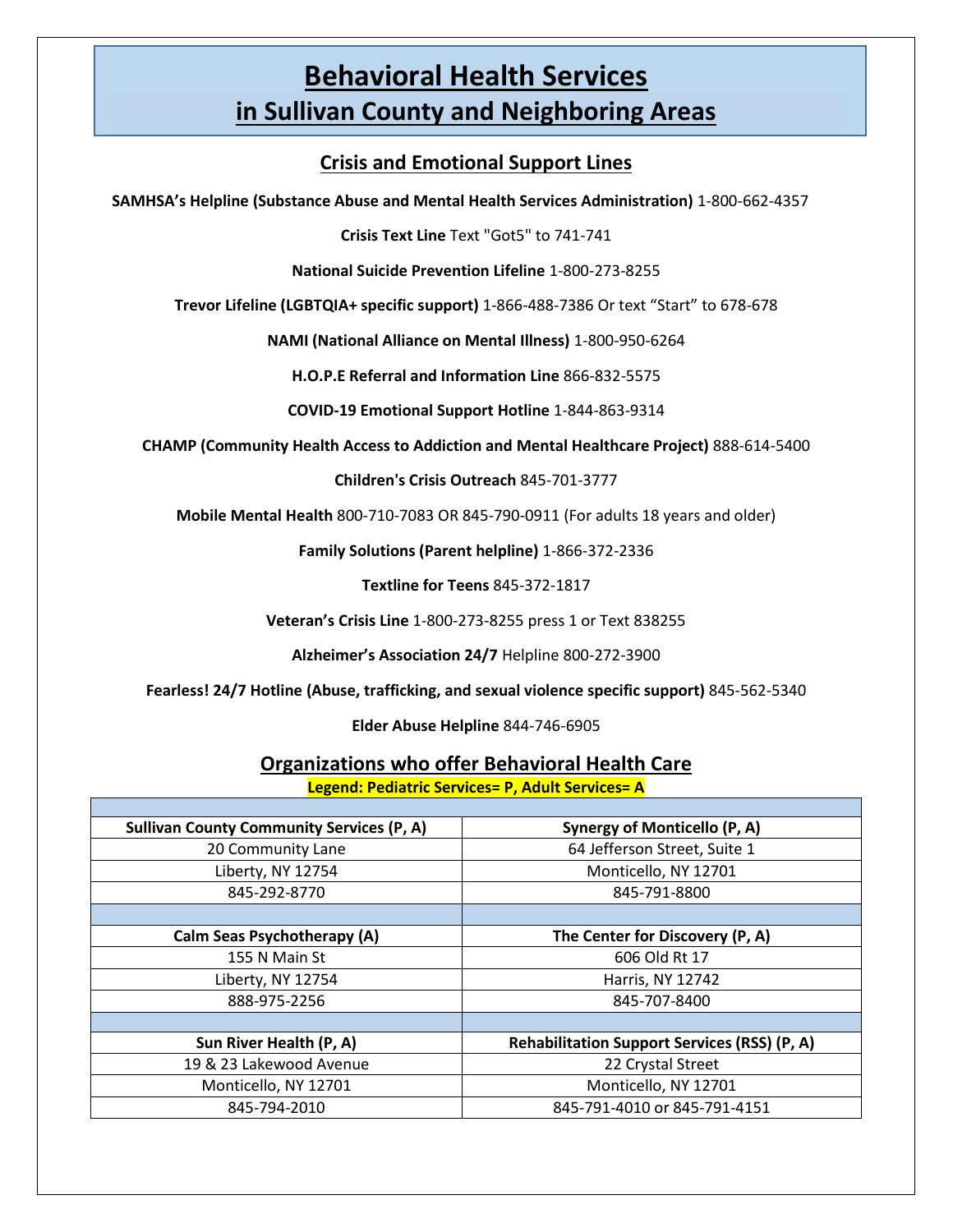# Behavioral Health Services
# in Sullivan County and Neighboring Areas

## Crisis and Emotional Support Lines

**SAMHSA's Helpline (Substance Abuse and Mental Health Services Administration)** 1-800-662-4357

**Crisis Text Line** Text "Got5" to 741-741

**National Suicide Prevention Lifeline** 1-800-273-8255

**Trevor Lifeline (LGBTQIA+ specific support)** 1-866-488-7386 Or text "Start" to 678-678

**NAMI (National Alliance on Mental Illness)** 1-800-950-6264

**H.O.P.E Referral and Information Line** 866-832-5575

**COVID-19 Emotional Support Hotline** 1-844-863-9314

**CHAMP (Community Health Access to Addiction and Mental Healthcare Project)** 888-614-5400

**Children's Crisis Outreach** 845-701-3777

**Mobile Mental Health** 800-710-7083 OR 845-790-0911 (For adults 18 years and older)

**Family Solutions (Parent helpline)** 1-866-372-2336

**Textline for Teens** 845-372-1817

**Veteran's Crisis Line** 1-800-273-8255 press 1 or Text 838255

**Alzheimer's Association 24/7** Helpline 800-272-3900

**Fearless! 24/7 Hotline (Abuse, trafficking, and sexual violence specific support)** 845-562-5340

**Elder Abuse Helpline** 844-746-6905

## Organizations who offer Behavioral Health Care

**Legend: Pediatric Services= P, Adult Services= A**

| | |
|---|---|
| **Sullivan County Community Services (P, A)** | **Synergy of Monticello (P, A)** |
| 20 Community Lane | 64 Jefferson Street, Suite 1 |
| Liberty, NY 12754 | Monticello, NY 12701 |
| 845-292-8770 | 845-791-8800 |
| | |
| **Calm Seas Psychotherapy (A)** | **The Center for Discovery (P, A)** |
| 155 N Main St | 606 Old Rt 17 |
| Liberty, NY 12754 | Harris, NY 12742 |
| 888-975-2256 | 845-707-8400 |
| | |
| **Sun River Health (P, A)** | **Rehabilitation Support Services (RSS) (P, A)** |
| 19 & 23 Lakewood Avenue | 22 Crystal Street |
| Monticello, NY 12701 | Monticello, NY 12701 |
| 845-794-2010 | 845-791-4010 or 845-791-4151 |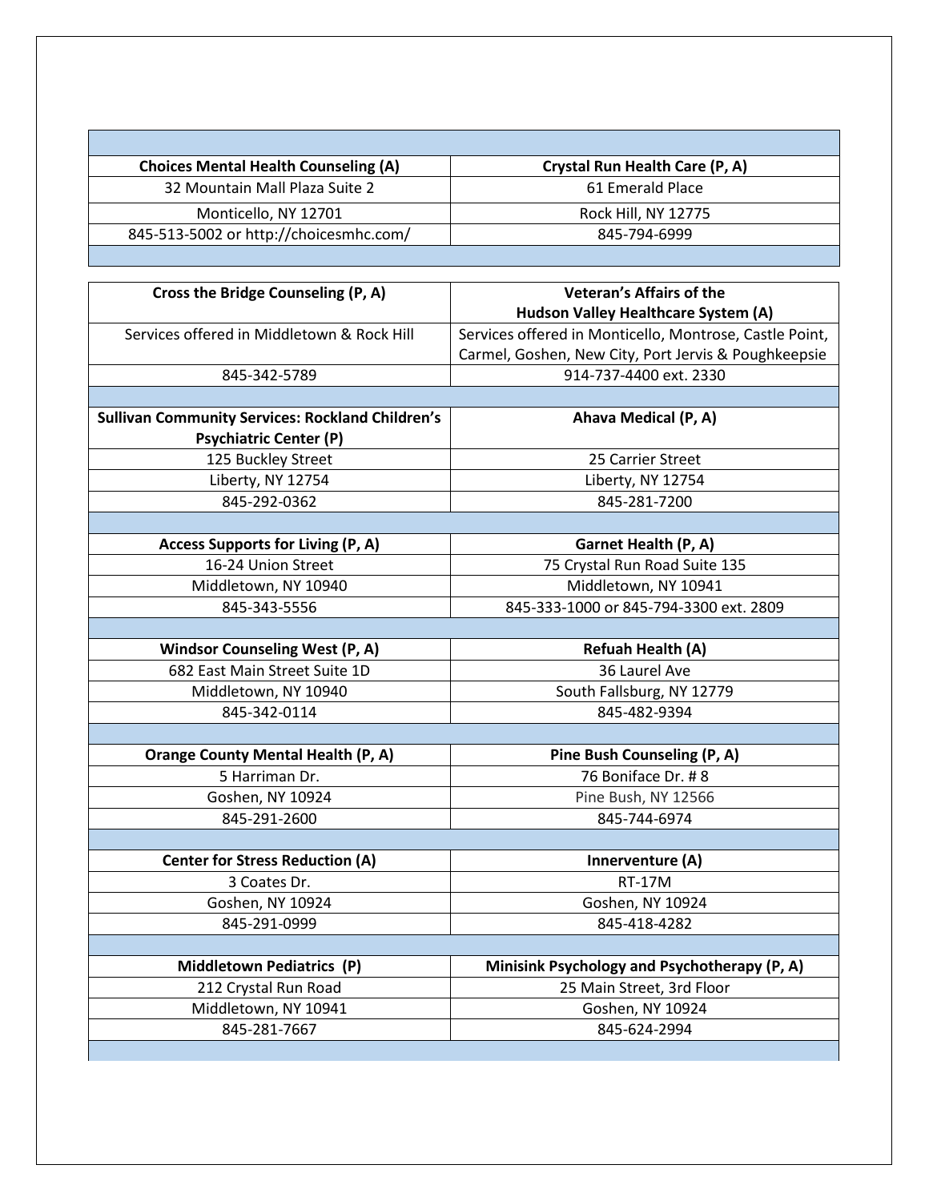| | |
|---|---|
| **Choices Mental Health Counseling (A)** | **Crystal Run Health Care (P, A)** |
| 32 Mountain Mall Plaza Suite 2 | 61 Emerald Place |
| Monticello, NY 12701 | Rock Hill, NY 12775 |
| 845-513-5002 or http://choicesmhc.com/ | 845-794-6999 |

| | |
|---|---|
| **Cross the Bridge Counseling (P, A)** | **Veteran's Affairs of the Hudson Valley Healthcare System (A)** |
| Services offered in Middletown & Rock Hill | Services offered in Monticello, Montrose, Castle Point, Carmel, Goshen, New City, Port Jervis & Poughkeepsie |
| 845-342-5789 | 914-737-4400 ext. 2330 |
| | |
| **Sullivan Community Services: Rockland Children's Psychiatric Center (P)** | **Ahava Medical (P, A)** |
| 125 Buckley Street | 25 Carrier Street |
| Liberty, NY 12754 | Liberty, NY 12754 |
| 845-292-0362 | 845-281-7200 |
| | |
| **Access Supports for Living (P, A)** | **Garnet Health (P, A)** |
| 16-24 Union Street | 75 Crystal Run Road Suite 135 |
| Middletown, NY 10940 | Middletown, NY 10941 |
| 845-343-5556 | 845-333-1000 or 845-794-3300 ext. 2809 |
| | |
| **Windsor Counseling West (P, A)** | **Refuah Health (A)** |
| 682 East Main Street Suite 1D | 36 Laurel Ave |
| Middletown, NY 10940 | South Fallsburg, NY 12779 |
| 845-342-0114 | 845-482-9394 |
| | |
| **Orange County Mental Health (P, A)** | **Pine Bush Counseling (P, A)** |
| 5 Harriman Dr. | 76 Boniface Dr. # 8 |
| Goshen, NY 10924 | Pine Bush, NY 12566 |
| 845-291-2600 | 845-744-6974 |
| | |
| **Center for Stress Reduction (A)** | **Innerventure (A)** |
| 3 Coates Dr. | RT-17M |
| Goshen, NY 10924 | Goshen, NY 10924 |
| 845-291-0999 | 845-418-4282 |
| | |
| **Middletown Pediatrics (P)** | **Minisink Psychology and Psychotherapy (P, A)** |
| 212 Crystal Run Road | 25 Main Street, 3rd Floor |
| Middletown, NY 10941 | Goshen, NY 10924 |
| 845-281-7667 | 845-624-2994 |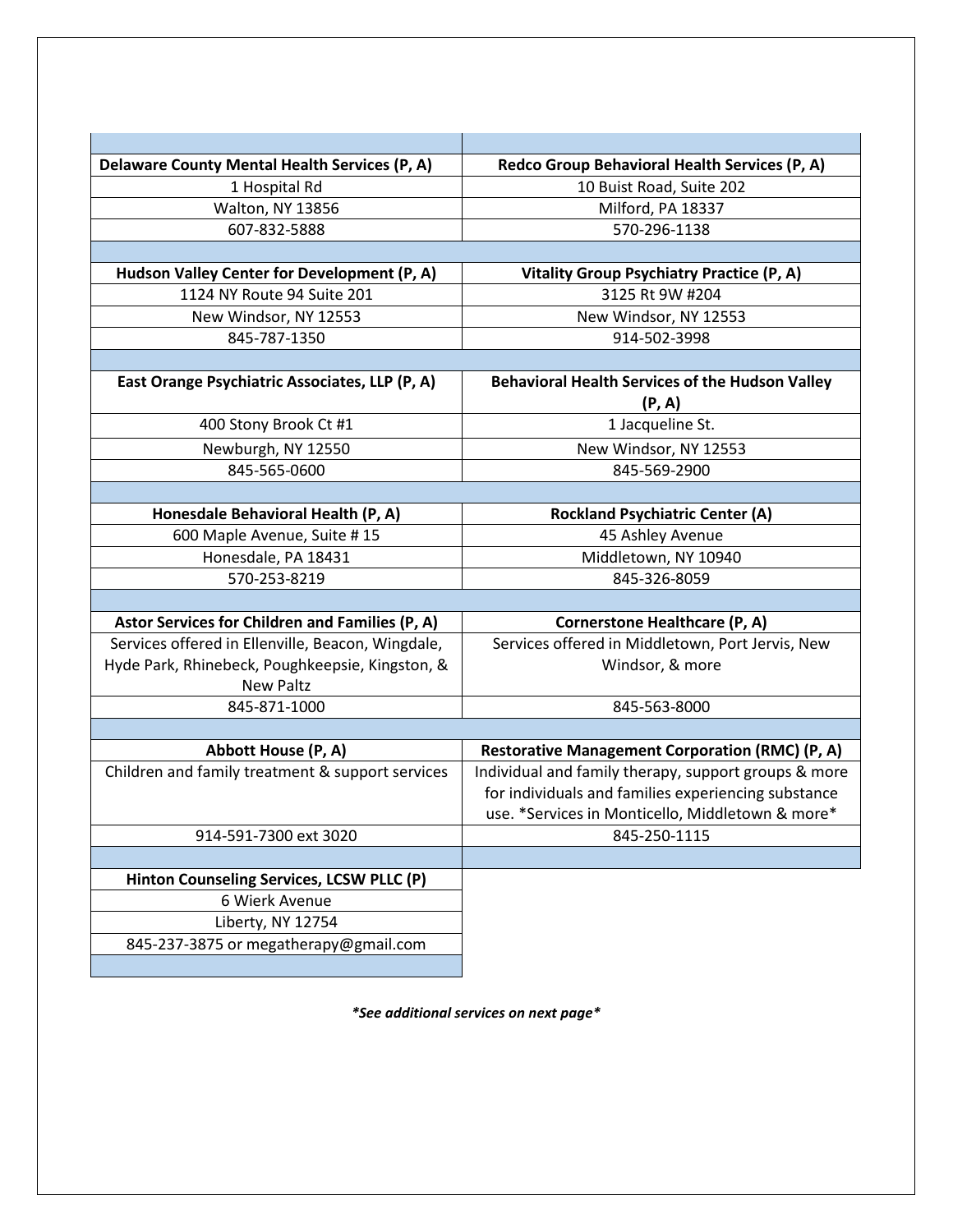| | |
|---|---|
| **Delaware County Mental Health Services (P, A)** | **Redco Group Behavioral Health Services (P, A)** |
| 1 Hospital Rd | 10 Buist Road, Suite 202 |
| Walton, NY 13856 | Milford, PA 18337 |
| 607-832-5888 | 570-296-1138 |
| | |
| **Hudson Valley Center for Development (P, A)** | **Vitality Group Psychiatry Practice (P, A)** |
| 1124 NY Route 94 Suite 201 | 3125 Rt 9W #204 |
| New Windsor, NY 12553 | New Windsor, NY 12553 |
| 845-787-1350 | 914-502-3998 |
| | |
| **East Orange Psychiatric Associates, LLP (P, A)** | **Behavioral Health Services of the Hudson Valley (P, A)** |
| 400 Stony Brook Ct #1 | 1 Jacqueline St. |
| Newburgh, NY 12550 | New Windsor, NY 12553 |
| 845-565-0600 | 845-569-2900 |
| | |
| **Honesdale Behavioral Health (P, A)** | **Rockland Psychiatric Center (A)** |
| 600 Maple Avenue, Suite # 15 | 45 Ashley Avenue |
| Honesdale, PA 18431 | Middletown, NY 10940 |
| 570-253-8219 | 845-326-8059 |
| | |
| **Astor Services for Children and Families (P, A)** | **Cornerstone Healthcare (P, A)** |
| Services offered in Ellenville, Beacon, Wingdale, Hyde Park, Rhinebeck, Poughkeepsie, Kingston, & New Paltz | Services offered in Middletown, Port Jervis, New Windsor, & more |
| 845-871-1000 | 845-563-8000 |
| | |
| **Abbott House (P, A)** | **Restorative Management Corporation (RMC) (P, A)** |
| Children and family treatment & support services | Individual and family therapy, support groups & more for individuals and families experiencing substance use. *Services in Monticello, Middletown & more* |
| 914-591-7300 ext 3020 | 845-250-1115 |
| | |
| **Hinton Counseling Services, LCSW PLLC (P)** | |
| 6 Wierk Avenue | |
| Liberty, NY 12754 | |
| 845-237-3875 or megatherapy@gmail.com | |

***See additional services on next page***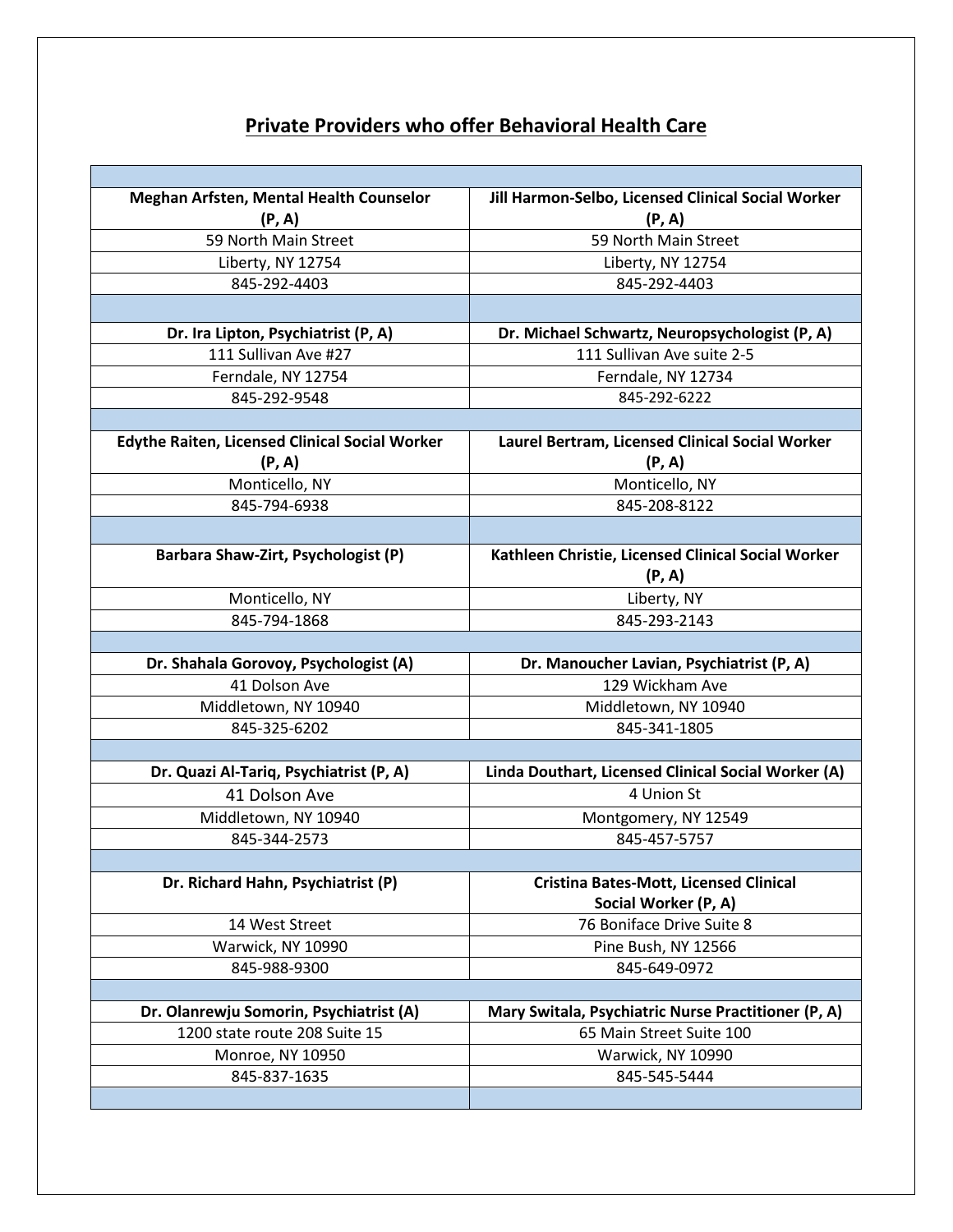# Private Providers who offer Behavioral Health Care

| | |
|---|---|
| **Meghan Arfsten, Mental Health Counselor (P, A)** | **Jill Harmon-Selbo, Licensed Clinical Social Worker (P, A)** |
| 59 North Main Street | 59 North Main Street |
| Liberty, NY 12754 | Liberty, NY 12754 |
| 845-292-4403 | 845-292-4403 |
| | |
| **Dr. Ira Lipton, Psychiatrist (P, A)** | **Dr. Michael Schwartz, Neuropsychologist (P, A)** |
| 111 Sullivan Ave #27 | 111 Sullivan Ave suite 2-5 |
| Ferndale, NY 12754 | Ferndale, NY 12734 |
| 845-292-9548 | 845-292-6222 |
| | |
| **Edythe Raiten, Licensed Clinical Social Worker (P, A)** | **Laurel Bertram, Licensed Clinical Social Worker (P, A)** |
| Monticello, NY | Monticello, NY |
| 845-794-6938 | 845-208-8122 |
| | |
| **Barbara Shaw-Zirt, Psychologist (P)** | **Kathleen Christie, Licensed Clinical Social Worker (P, A)** |
| Monticello, NY | Liberty, NY |
| 845-794-1868 | 845-293-2143 |
| | |
| **Dr. Shahala Gorovoy, Psychologist (A)** | **Dr. Manoucher Lavian, Psychiatrist (P, A)** |
| 41 Dolson Ave | 129 Wickham Ave |
| Middletown, NY 10940 | Middletown, NY 10940 |
| 845-325-6202 | 845-341-1805 |
| | |
| **Dr. Quazi Al-Tariq, Psychiatrist (P, A)** | **Linda Douthart, Licensed Clinical Social Worker (A)** |
| 41 Dolson Ave | 4 Union St |
| Middletown, NY 10940 | Montgomery, NY 12549 |
| 845-344-2573 | 845-457-5757 |
| | |
| **Dr. Richard Hahn, Psychiatrist (P)** | **Cristina Bates-Mott, Licensed Clinical Social Worker (P, A)** |
| 14 West Street | 76 Boniface Drive Suite 8 |
| Warwick, NY 10990 | Pine Bush, NY 12566 |
| 845-988-9300 | 845-649-0972 |
| | |
| **Dr. Olanrewju Somorin, Psychiatrist (A)** | **Mary Switala, Psychiatric Nurse Practitioner (P, A)** |
| 1200 state route 208 Suite 15 | 65 Main Street Suite 100 |
| Monroe, NY 10950 | Warwick, NY 10990 |
| 845-837-1635 | 845-545-5444 |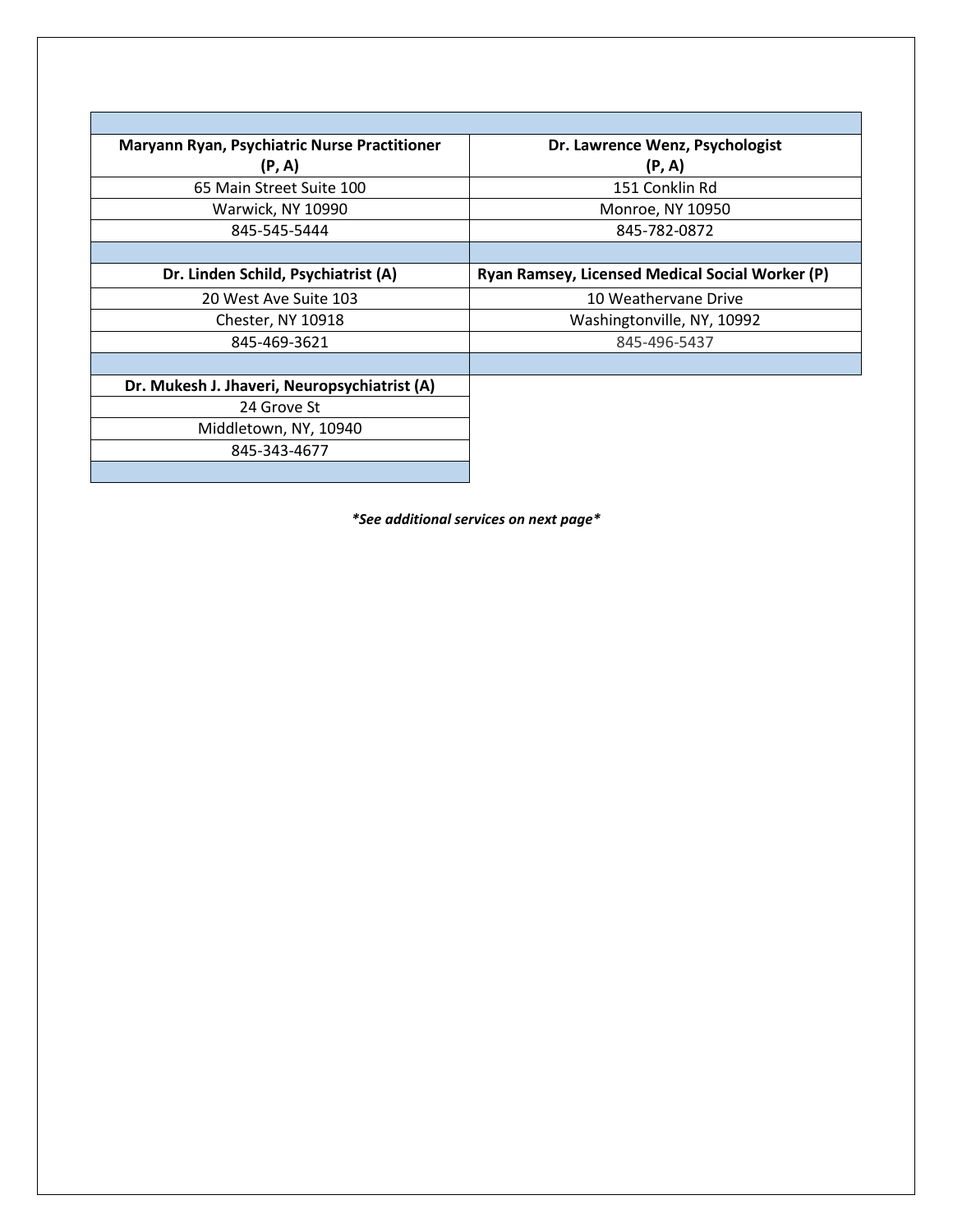| | |
|---|---|
| **Maryann Ryan, Psychiatric Nurse Practitioner (P, A)** | **Dr. Lawrence Wenz, Psychologist (P, A)** |
| 65 Main Street Suite 100 | 151 Conklin Rd |
| Warwick, NY 10990 | Monroe, NY 10950 |
| 845-545-5444 | 845-782-0872 |
| | |
| **Dr. Linden Schild, Psychiatrist (A)** | **Ryan Ramsey, Licensed Medical Social Worker (P)** |
| 20 West Ave Suite 103 | 10 Weathervane Drive |
| Chester, NY 10918 | Washingtonville, NY, 10992 |
| 845-469-3621 | 845-496-5437 |
| | |
| **Dr. Mukesh J. Jhaveri, Neuropsychiatrist (A)** | |
| 24 Grove St | |
| Middletown, NY, 10940 | |
| 845-343-4677 | |

***See additional services on next page***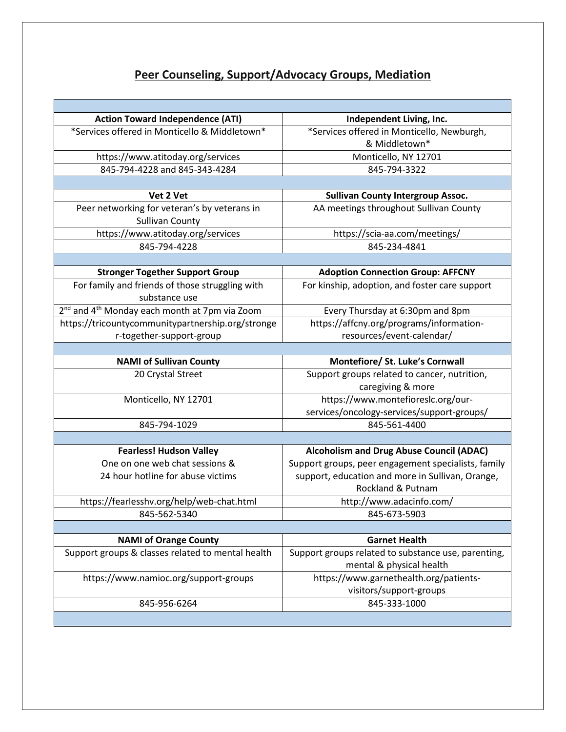## Peer Counseling, Support/Advocacy Groups, Mediation

| | |
|---|---|
| **Action Toward Independence (ATI)** | **Independent Living, Inc.** |
| *Services offered in Monticello & Middletown* | *Services offered in Monticello, Newburgh, & Middletown* |
| https://www.atitoday.org/services | Monticello, NY 12701 |
| 845-794-4228 and 845-343-4284 | 845-794-3322 |
| | |
| **Vet 2 Vet** | **Sullivan County Intergroup Assoc.** |
| Peer networking for veteran's by veterans in Sullivan County | AA meetings throughout Sullivan County |
| https://www.atitoday.org/services | https://scia-aa.com/meetings/ |
| 845-794-4228 | 845-234-4841 |
| | |
| **Stronger Together Support Group** | **Adoption Connection Group: AFFCNY** |
| For family and friends of those struggling with substance use | For kinship, adoption, and foster care support |
| 2nd and 4th Monday each month at 7pm via Zoom | Every Thursday at 6:30pm and 8pm |
| https://tricountycommunitypartnership.org/stronger-together-support-group | https://affcny.org/programs/information-resources/event-calendar/ |
| | |
| **NAMI of Sullivan County** | **Montefiore/ St. Luke's Cornwall** |
| 20 Crystal Street | Support groups related to cancer, nutrition, caregiving & more |
| Monticello, NY 12701 | https://www.montefioreslc.org/our-services/oncology-services/support-groups/ |
| 845-794-1029 | 845-561-4400 |
| | |
| **Fearless! Hudson Valley** | **Alcoholism and Drug Abuse Council (ADAC)** |
| One on one web chat sessions & 24 hour hotline for abuse victims | Support groups, peer engagement specialists, family support, education and more in Sullivan, Orange, Rockland & Putnam |
| https://fearlesshv.org/help/web-chat.html | http://www.adacinfo.com/ |
| 845-562-5340 | 845-673-5903 |
| | |
| **NAMI of Orange County** | **Garnet Health** |
| Support groups & classes related to mental health | Support groups related to substance use, parenting, mental & physical health |
| https://www.namioc.org/support-groups | https://www.garnethealth.org/patients-visitors/support-groups |
| 845-956-6264 | 845-333-1000 |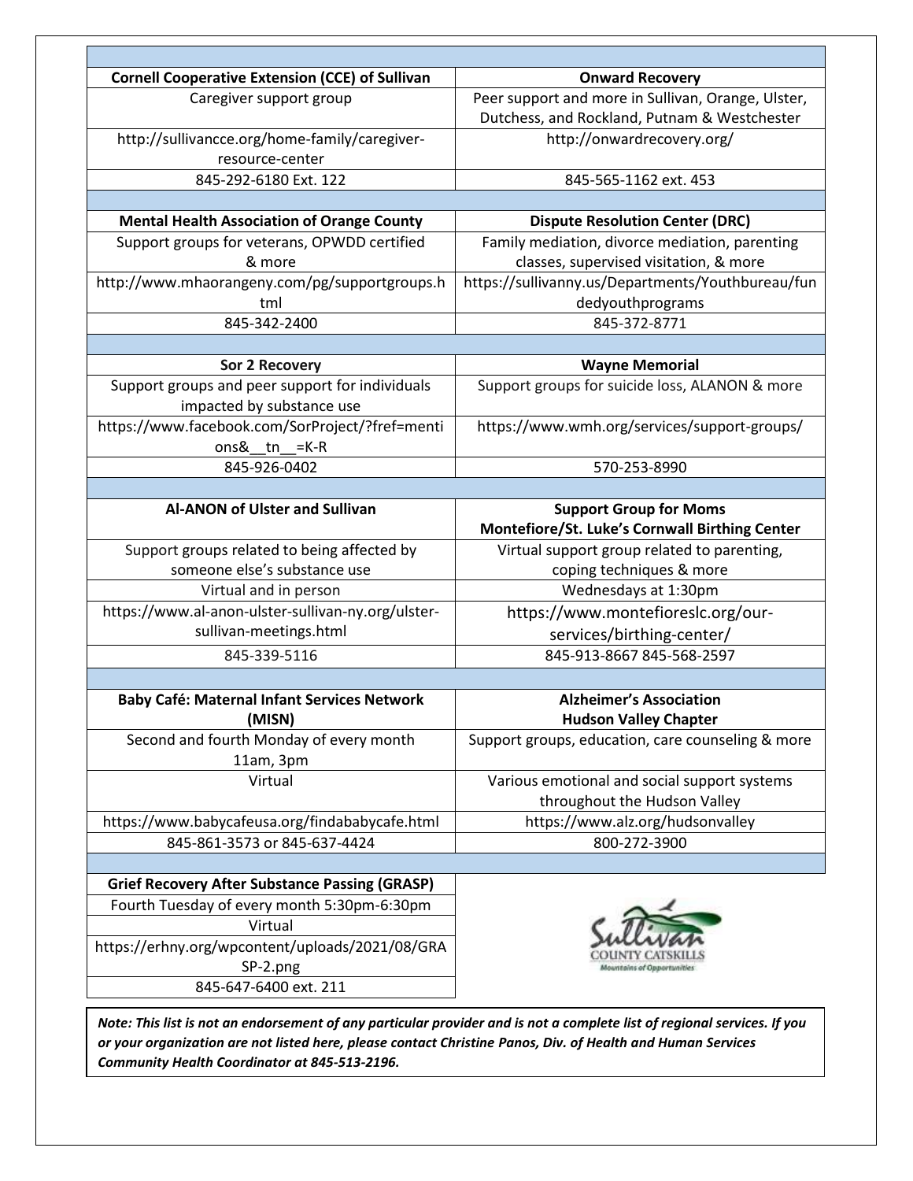| | |
|---|---|
| **Cornell Cooperative Extension (CCE) of Sullivan** | **Onward Recovery** |
| Caregiver support group | Peer support and more in Sullivan, Orange, Ulster, Dutchess, and Rockland, Putnam & Westchester |
| http://sullivancce.org/home-family/caregiver-resource-center | http://onwardrecovery.org/ |
| 845-292-6180 Ext. 122 | 845-565-1162 ext. 453 |
| | |
| **Mental Health Association of Orange County** | **Dispute Resolution Center (DRC)** |
| Support groups for veterans, OPWDD certified & more | Family mediation, divorce mediation, parenting classes, supervised visitation, & more |
| http://www.mhaorangeny.com/pg/supportgroups.html | https://sullivanny.us/Departments/Youthbureau/fundedyouthprograms |
| 845-342-2400 | 845-372-8771 |
| | |
| **Sor 2 Recovery** | **Wayne Memorial** |
| Support groups and peer support for individuals impacted by substance use | Support groups for suicide loss, ALANON & more |
| https://www.facebook.com/SorProject/?fref=mentions&__tn__=K-R | https://www.wmh.org/services/support-groups/ |
| 845-926-0402 | 570-253-8990 |
| | |
| **Al-ANON of Ulster and Sullivan** | **Support Group for Moms Montefiore/St. Luke's Cornwall Birthing Center** |
| Support groups related to being affected by someone else's substance use | Virtual support group related to parenting, coping techniques & more |
| Virtual and in person | Wednesdays at 1:30pm |
| https://www.al-anon-ulster-sullivan-ny.org/ulster-sullivan-meetings.html | https://www.montefioreslc.org/our-services/birthing-center/ |
| 845-339-5116 | 845-913-8667 845-568-2597 |
| | |
| **Baby Café: Maternal Infant Services Network (MISN)** | **Alzheimer's Association Hudson Valley Chapter** |
| Second and fourth Monday of every month 11am, 3pm | Support groups, education, care counseling & more |
| Virtual | Various emotional and social support systems throughout the Hudson Valley |
| https://www.babycafeusa.org/findababycafe.html | https://www.alz.org/hudsonvalley |
| 845-861-3573 or 845-637-4424 | 800-272-3900 |
| | |
| **Grief Recovery After Substance Passing (GRASP)** | |
| Fourth Tuesday of every month 5:30pm-6:30pm | |
| Virtual | |
| https://erhny.org/wpcontent/uploads/2021/08/GRASP-2.png | |
| 845-647-6400 ext. 211 | |

Sullivan County Catskills
Mountains of Opportunities

***Note: This list is not an endorsement of any particular provider and is not a complete list of regional services. If you or your organization are not listed here, please contact Christine Panos, Div. of Health and Human Services Community Health Coordinator at 845-513-2196.***